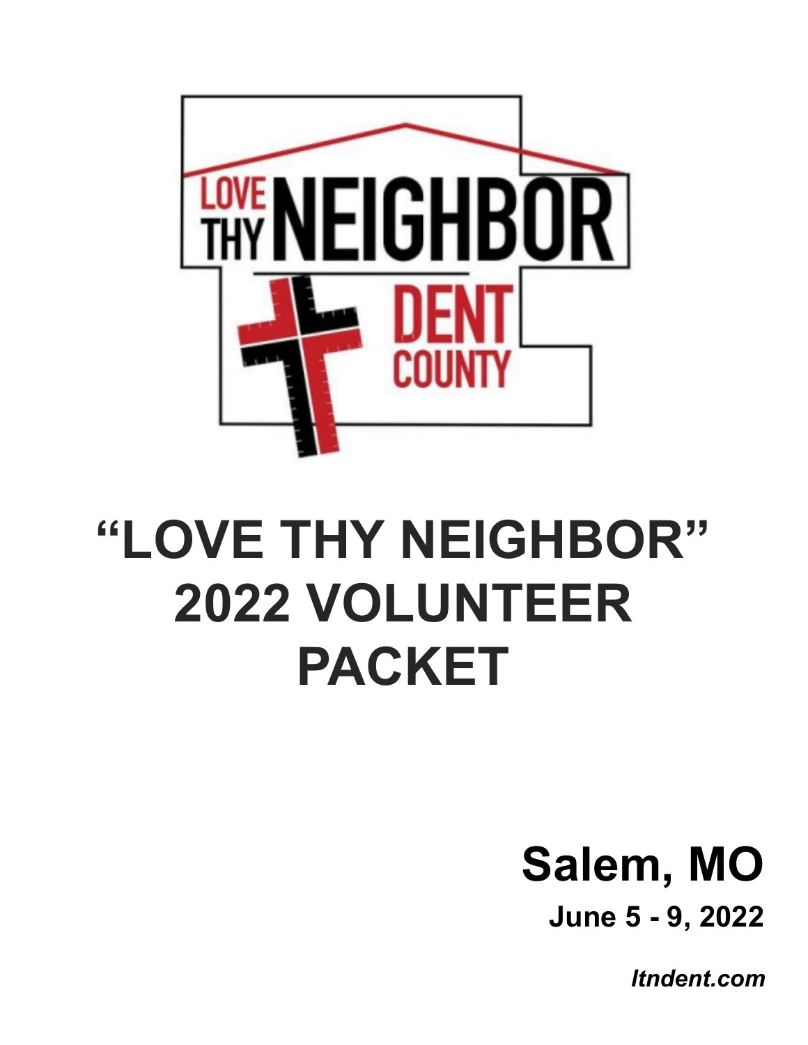# "LOVE THY NEIGHBOR" 2022 VOLUNTEER PACKET

**Salem, MO**

**June 5 - 9, 2022**

***ltndent.com***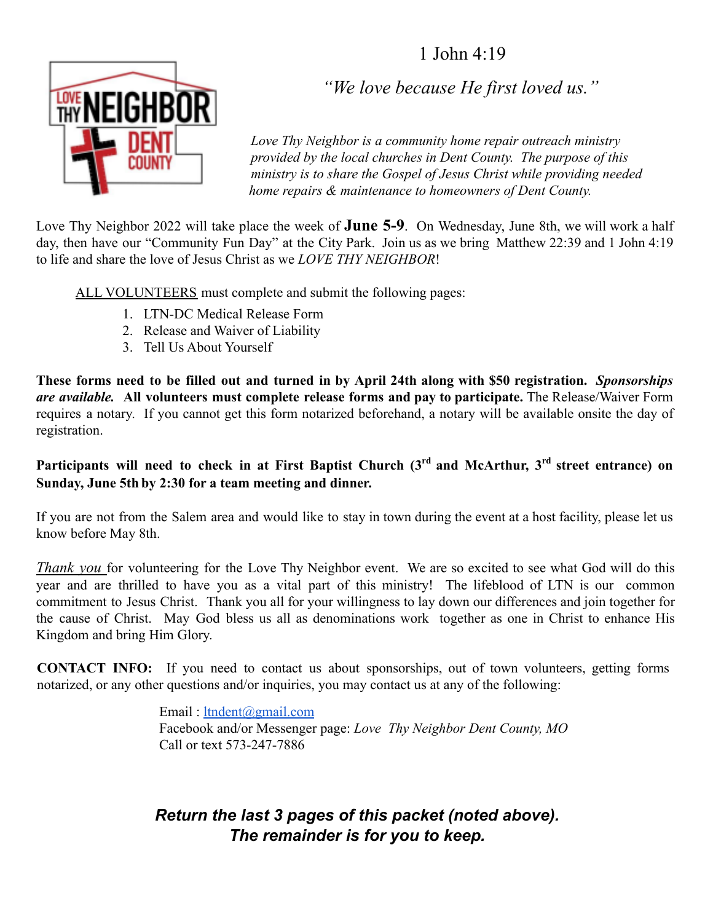1 John 4:19

*"We love because He first loved us."*

*Love Thy Neighbor is a community home repair outreach ministry provided by the local churches in Dent County. The purpose of this ministry is to share the Gospel of Jesus Christ while providing needed home repairs & maintenance to homeowners of Dent County.*

Love Thy Neighbor 2022 will take place the week of **June 5-9**. On Wednesday, June 8th, we will work a half day, then have our "Community Fun Day" at the City Park. Join us as we bring Matthew 22:39 and 1 John 4:19 to life and share the love of Jesus Christ as we *LOVE THY NEIGHBOR*!

ALL VOLUNTEERS must complete and submit the following pages:

1. LTN-DC Medical Release Form
2. Release and Waiver of Liability
3. Tell Us About Yourself

**These forms need to be filled out and turned in by April 24th along with $50 registration.** ***Sponsorships are available.*** **All volunteers must complete release forms and pay to participate.** The Release/Waiver Form requires a notary. If you cannot get this form notarized beforehand, a notary will be available onsite the day of registration.

**Participants will need to check in at First Baptist Church (3rd and McArthur, 3rd street entrance) on Sunday, June 5th by 2:30 for a team meeting and dinner.**

If you are not from the Salem area and would like to stay in town during the event at a host facility, please let us know before May 8th.

*Thank you* for volunteering for the Love Thy Neighbor event. We are so excited to see what God will do this year and are thrilled to have you as a vital part of this ministry! The lifeblood of LTN is our common commitment to Jesus Christ. Thank you all for your willingness to lay down our differences and join together for the cause of Christ. May God bless us all as denominations work together as one in Christ to enhance His Kingdom and bring Him Glory.

**CONTACT INFO:** If you need to contact us about sponsorships, out of town volunteers, getting forms notarized, or any other questions and/or inquiries, you may contact us at any of the following:

Email : ltndent@gmail.com
Facebook and/or Messenger page: *Love Thy Neighbor Dent County, MO*
Call or text 573-247-7886

***Return the last 3 pages of this packet (noted above). The remainder is for you to keep.***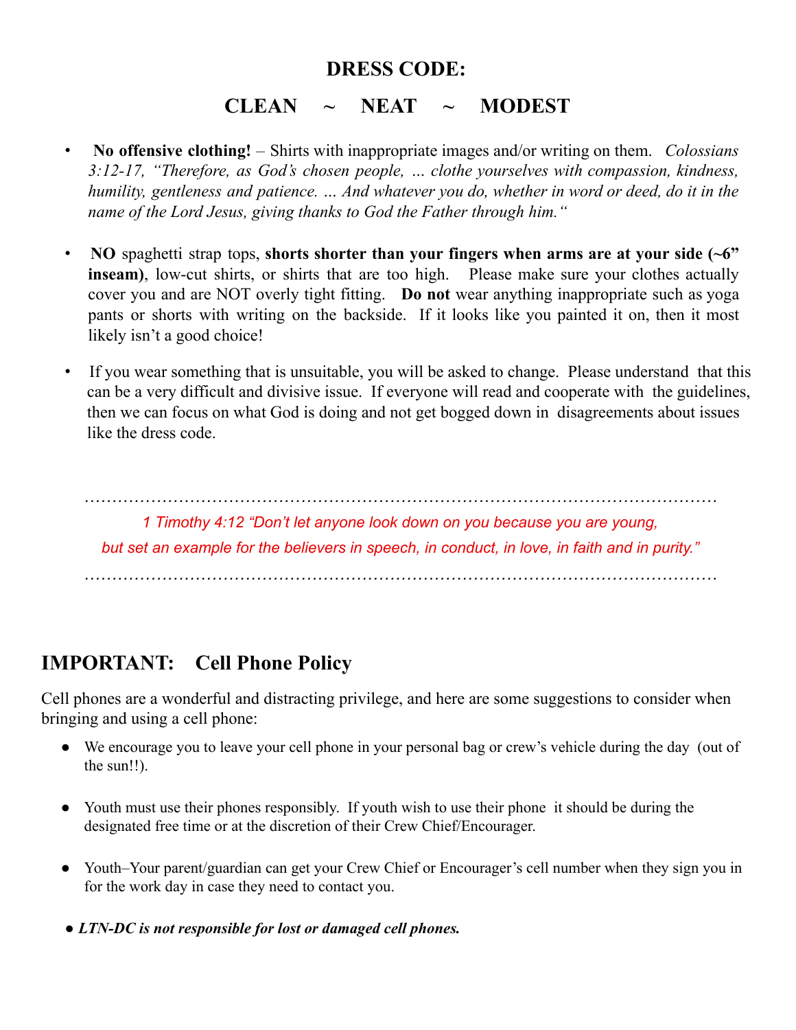## DRESS CODE:

## CLEAN ~ NEAT ~ MODEST

- **No offensive clothing!** – Shirts with inappropriate images and/or writing on them. *Colossians 3:12-17, "Therefore, as God's chosen people, … clothe yourselves with compassion, kindness, humility, gentleness and patience. … And whatever you do, whether in word or deed, do it in the name of the Lord Jesus, giving thanks to God the Father through him."*

- **NO** spaghetti strap tops, **shorts shorter than your fingers when arms are at your side (~6" inseam)**, low-cut shirts, or shirts that are too high. Please make sure your clothes actually cover you and are NOT overly tight fitting. **Do not** wear anything inappropriate such as yoga pants or shorts with writing on the backside. If it looks like you painted it on, then it most likely isn't a good choice!

- If you wear something that is unsuitable, you will be asked to change. Please understand that this can be a very difficult and divisive issue. If everyone will read and cooperate with the guidelines, then we can focus on what God is doing and not get bogged down in disagreements about issues like the dress code.

*1 Timothy 4:12 "Don't let anyone look down on you because you are young, but set an example for the believers in speech, in conduct, in love, in faith and in purity."*

## IMPORTANT: Cell Phone Policy

Cell phones are a wonderful and distracting privilege, and here are some suggestions to consider when bringing and using a cell phone:

- We encourage you to leave your cell phone in your personal bag or crew's vehicle during the day (out of the sun!!).

- Youth must use their phones responsibly. If youth wish to use their phone it should be during the designated free time or at the discretion of their Crew Chief/Encourager.

- Youth–Your parent/guardian can get your Crew Chief or Encourager's cell number when they sign you in for the work day in case they need to contact you.

- ***LTN-DC is not responsible for lost or damaged cell phones.***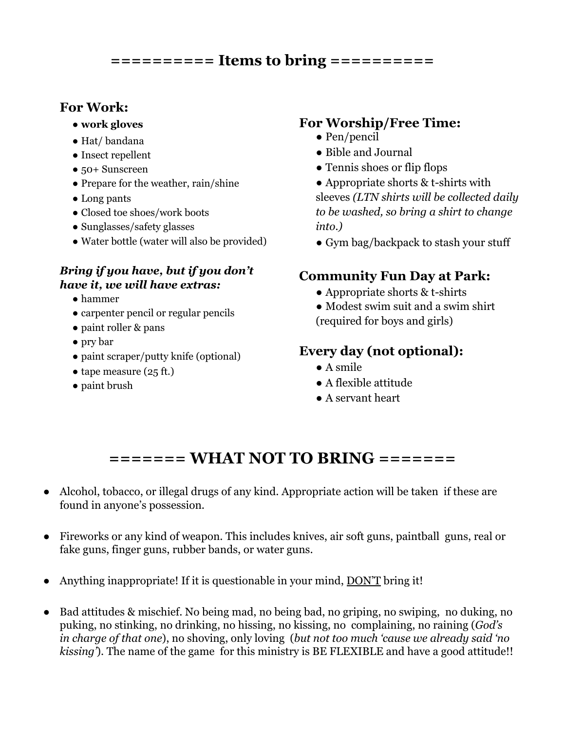# ========== Items to bring ==========

## For Work:

- **work gloves**
- Hat/ bandana
- Insect repellent
- 50+ Sunscreen
- Prepare for the weather, rain/shine
- Long pants
- Closed toe shoes/work boots
- Sunglasses/safety glasses
- Water bottle (water will also be provided)

### *Bring if you have, but if you don't have it, we will have extras:*

- hammer
- carpenter pencil or regular pencils
- paint roller & pans
- pry bar
- paint scraper/putty knife (optional)
- tape measure (25 ft.)
- paint brush

## For Worship/Free Time:

- Pen/pencil
- Bible and Journal
- Tennis shoes or flip flops
- Appropriate shorts & t-shirts with sleeves *(LTN shirts will be collected daily to be washed, so bring a shirt to change into.)*
- Gym bag/backpack to stash your stuff

## Community Fun Day at Park:

- Appropriate shorts & t-shirts
- Modest swim suit and a swim shirt (required for boys and girls)

## Every day (not optional):

- A smile
- A flexible attitude
- A servant heart

# ======= WHAT NOT TO BRING =======

- Alcohol, tobacco, or illegal drugs of any kind. Appropriate action will be taken if these are found in anyone's possession.
- Fireworks or any kind of weapon. This includes knives, air soft guns, paintball guns, real or fake guns, finger guns, rubber bands, or water guns.
- Anything inappropriate! If it is questionable in your mind, <u>DON'T</u> bring it!
- Bad attitudes & mischief. No being mad, no being bad, no griping, no swiping, no duking, no puking, no stinking, no drinking, no hissing, no kissing, no complaining, no raining (*God's in charge of that one*), no shoving, only loving (*but not too much 'cause we already said 'no kissing'*). The name of the game for this ministry is BE FLEXIBLE and have a good attitude!!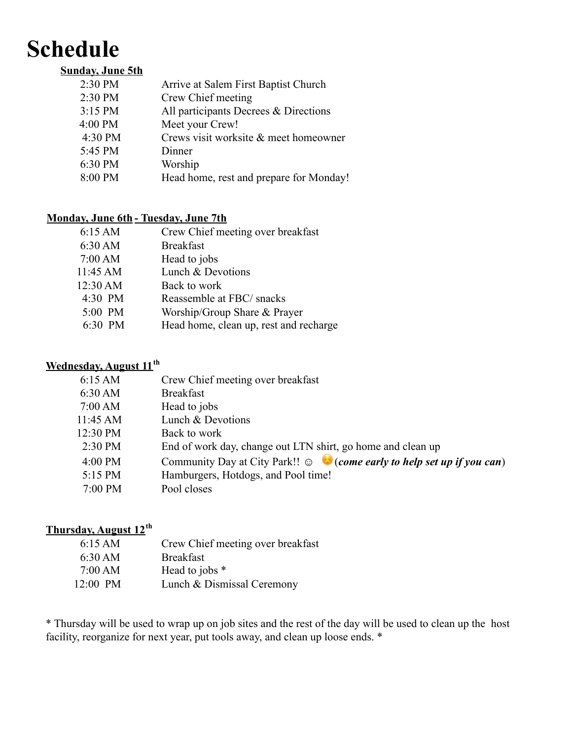# Schedule

**Sunday, June 5th**

| | |
|---|---|
| 2:30 PM | Arrive at Salem First Baptist Church |
| 2:30 PM | Crew Chief meeting |
| 3:15 PM | All participants Decrees & Directions |
| 4:00 PM | Meet your Crew! |
| 4:30 PM | Crews visit worksite & meet homeowner |
| 5:45 PM | Dinner |
| 6:30 PM | Worship |
| 8:00 PM | Head home, rest and prepare for Monday! |

**Monday, June 6th - Tuesday, June 7th**

| | |
|---|---|
| 6:15 AM | Crew Chief meeting over breakfast |
| 6:30 AM | Breakfast |
| 7:00 AM | Head to jobs |
| 11:45 AM | Lunch & Devotions |
| 12:30 AM | Back to work |
| 4:30 PM | Reassemble at FBC/ snacks |
| 5:00 PM | Worship/Group Share & Prayer |
| 6:30 PM | Head home, clean up, rest and recharge |

**Wednesday, August 11th**

| | |
|---|---|
| 6:15 AM | Crew Chief meeting over breakfast |
| 6:30 AM | Breakfast |
| 7:00 AM | Head to jobs |
| 11:45 AM | Lunch & Devotions |
| 12:30 PM | Back to work |
| 2:30 PM | End of work day, change out LTN shirt, go home and clean up |
| 4:00 PM | Community Day at City Park!! ☺ (***come early to help set up if you can***) |
| 5:15 PM | Hamburgers, Hotdogs, and Pool time! |
| 7:00 PM | Pool closes |

**Thursday, August 12th**

| | |
|---|---|
| 6:15 AM | Crew Chief meeting over breakfast |
| 6:30 AM | Breakfast |
| 7:00 AM | Head to jobs * |
| 12:00 PM | Lunch & Dismissal Ceremony |

* Thursday will be used to wrap up on job sites and the rest of the day will be used to clean up the host facility, reorganize for next year, put tools away, and clean up loose ends. *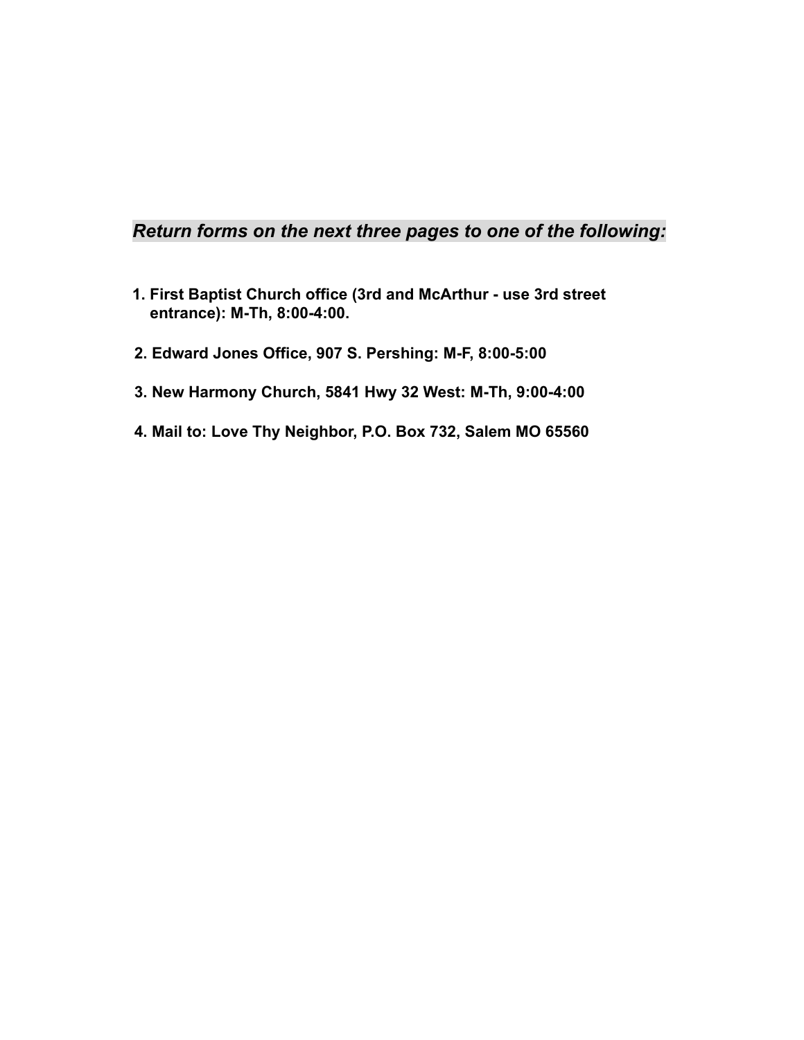***Return forms on the next three pages to one of the following:***

1. **First Baptist Church office (3rd and McArthur - use 3rd street entrance): M-Th, 8:00-4:00.**

2. **Edward Jones Office, 907 S. Pershing: M-F, 8:00-5:00**

3. **New Harmony Church, 5841 Hwy 32 West: M-Th, 9:00-4:00**

4. **Mail to: Love Thy Neighbor, P.O. Box 732, Salem MO 65560**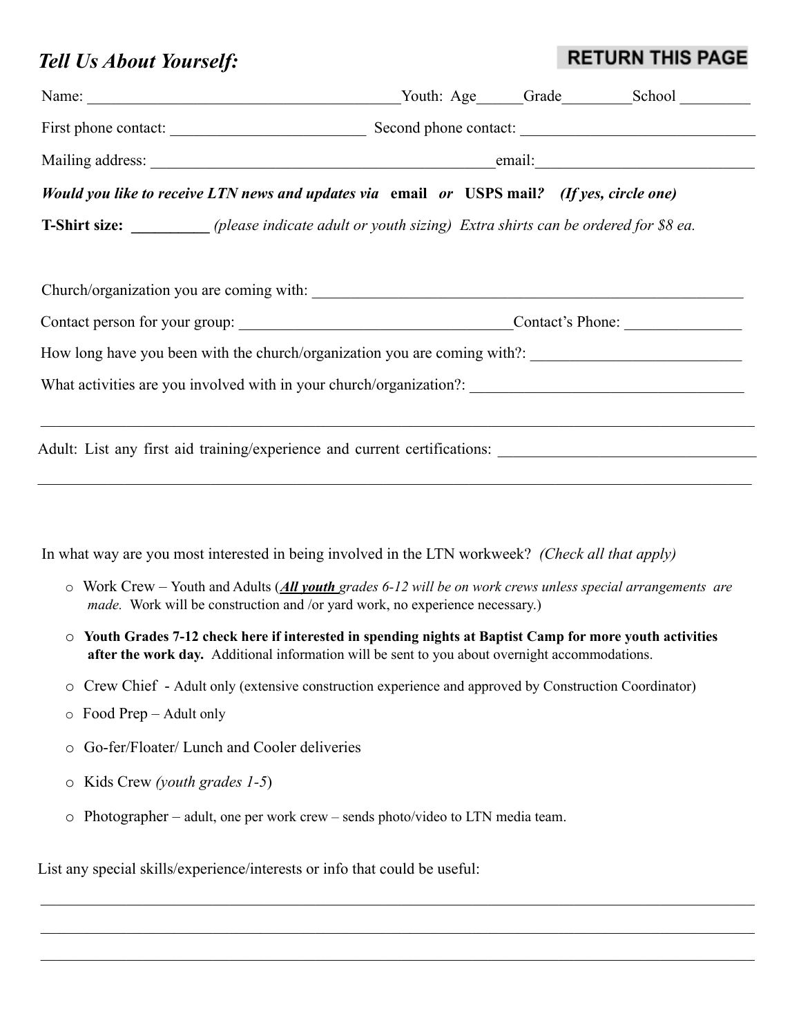## *Tell Us About Yourself:*

**RETURN THIS PAGE**

Name: ________________________________________ Youth: Age______ Grade_________ School _________

First phone contact: _________________________ Second phone contact: _____________________________

Mailing address: _____________________________________________ email:___________________________

***Would you like to receive LTN news and updates via*** **email** ***or*** **USPS mail*****? (If yes, circle one)***

**T-Shirt size: __________** *(please indicate adult or youth sizing) Extra shirts can be ordered for $8 ea.*

Church/organization you are coming with: _________________________________________________________

Contact person for your group: __________________________________ Contact's Phone: _______________

How long have you been with the church/organization you are coming with?: ___________________________

What activities are you involved with in your church/organization?: ___________________________________

_____________________________________________________________________________________________

Adult: List any first aid training/experience and current certifications: _________________________________

_____________________________________________________________________________________________

In what way are you most interested in being involved in the LTN workweek? *(Check all that apply)*

- ○ Work Crew – Youth and Adults (***All youth*** *grades 6-12 will be on work crews unless special arrangements are made.* Work will be construction and /or yard work, no experience necessary.)
- ○ **Youth Grades 7-12 check here if interested in spending nights at Baptist Camp for more youth activities after the work day.** Additional information will be sent to you about overnight accommodations.
- ○ Crew Chief - Adult only (extensive construction experience and approved by Construction Coordinator)
- ○ Food Prep – Adult only
- ○ Go-fer/Floater/ Lunch and Cooler deliveries
- ○ Kids Crew *(youth grades 1-5)*
- ○ Photographer – adult, one per work crew – sends photo/video to LTN media team.

List any special skills/experience/interests or info that could be useful:

_____________________________________________________________________________________________

_____________________________________________________________________________________________

_____________________________________________________________________________________________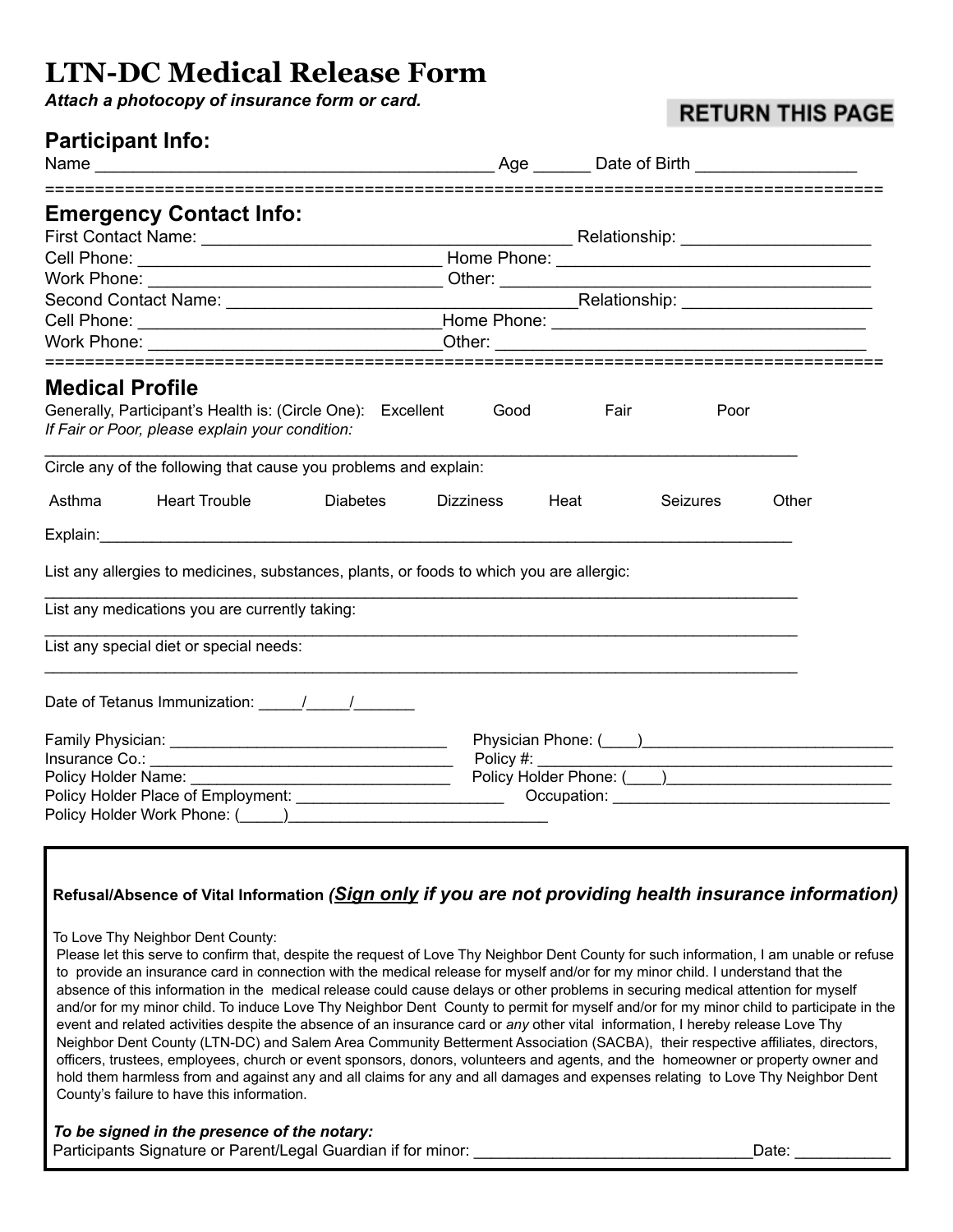# LTN-DC Medical Release Form

***Attach a photocopy of insurance form or card.***

**RETURN THIS PAGE**

## Participant Info:

Name ___________________________________________ Age ______ Date of Birth _________________

==========================================================================================

## Emergency Contact Info:

First Contact Name: _________________________________________ Relationship: ____________________

Cell Phone: _________________________________ Home Phone: __________________________________

Work Phone: _________________________________ Other: _______________________________________

Second Contact Name: ______________________________________Relationship: ____________________

Cell Phone: ________________________________Home Phone: _________________________________

Work Phone: ________________________________Other: _____________________________________

==========================================================================================

## Medical Profile

Generally, Participant's Health is: (Circle One): Excellent Good Fair Poor

*If Fair or Poor, please explain your condition:*

___________________________________________________________________________________________

Circle any of the following that cause you problems and explain:

Asthma Heart Trouble Diabetes Dizziness Heat Seizures Other

Explain:____________________________________________________________________________________

List any allergies to medicines, substances, plants, or foods to which you are allergic:

___________________________________________________________________________________________

List any medications you are currently taking:

___________________________________________________________________________________________

List any special diet or special needs:

___________________________________________________________________________________________

Date of Tetanus Immunization: _____/_____/_______

Family Physician: ________________________________ Physician Phone: (____)_____________________________

Insurance Co.: ___________________________________ Policy #: _____________________________________________

Policy Holder Name: _______________________________ Policy Holder Phone: (____)__________________________

Policy Holder Place of Employment: ________________________ Occupation: ________________________________

Policy Holder Work Phone: (_____)______________________________

**Refusal/Absence of Vital Information** ***(Sign only if you are not providing health insurance information)***

To Love Thy Neighbor Dent County:

Please let this serve to confirm that, despite the request of Love Thy Neighbor Dent County for such information, I am unable or refuse to provide an insurance card in connection with the medical release for myself and/or for my minor child. I understand that the absence of this information in the medical release could cause delays or other problems in securing medical attention for myself and/or for my minor child. To induce Love Thy Neighbor Dent County to permit for myself and/or for my minor child to participate in the event and related activities despite the absence of an insurance card or *any* other vital information, I hereby release Love Thy Neighbor Dent County (LTN-DC) and Salem Area Community Betterment Association (SACBA), their respective affiliates, directors, officers, trustees, employees, church or event sponsors, donors, volunteers and agents, and the homeowner or property owner and hold them harmless from and against any and all claims for any and all damages and expenses relating to Love Thy Neighbor Dent County's failure to have this information.

***To be signed in the presence of the notary:***

Participants Signature or Parent/Legal Guardian if for minor: _______________________________Date: ___________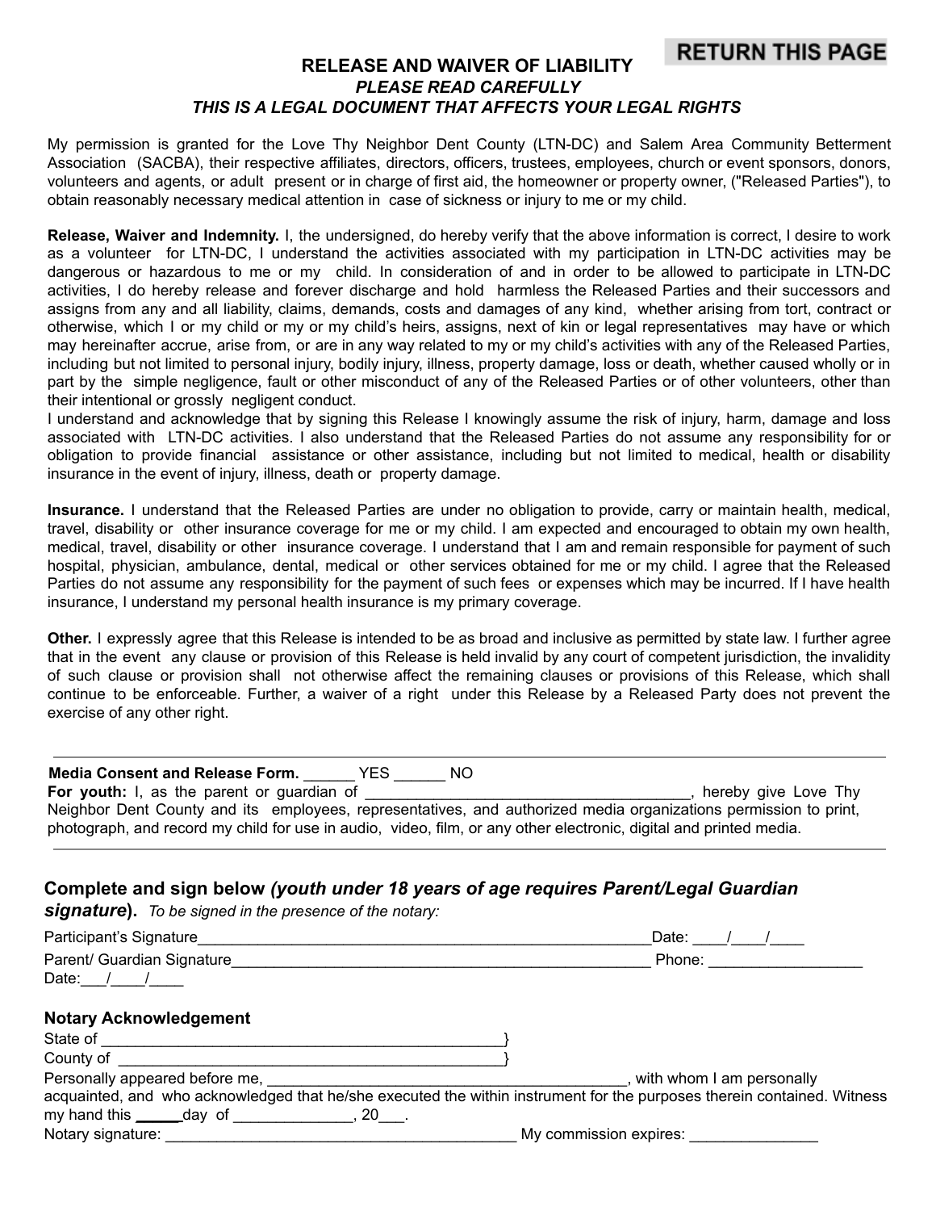**RETURN THIS PAGE**

## RELEASE AND WAIVER OF LIABILITY

***PLEASE READ CAREFULLY***

***THIS IS A LEGAL DOCUMENT THAT AFFECTS YOUR LEGAL RIGHTS***

My permission is granted for the Love Thy Neighbor Dent County (LTN-DC) and Salem Area Community Betterment Association (SACBA), their respective affiliates, directors, officers, trustees, employees, church or event sponsors, donors, volunteers and agents, or adult present or in charge of first aid, the homeowner or property owner, ("Released Parties"), to obtain reasonably necessary medical attention in case of sickness or injury to me or my child.

**Release, Waiver and Indemnity.** I, the undersigned, do hereby verify that the above information is correct, I desire to work as a volunteer for LTN-DC, I understand the activities associated with my participation in LTN-DC activities may be dangerous or hazardous to me or my child. In consideration of and in order to be allowed to participate in LTN-DC activities, I do hereby release and forever discharge and hold harmless the Released Parties and their successors and assigns from any and all liability, claims, demands, costs and damages of any kind, whether arising from tort, contract or otherwise, which I or my child or my or my child's heirs, assigns, next of kin or legal representatives may have or which may hereinafter accrue, arise from, or are in any way related to my or my child's activities with any of the Released Parties, including but not limited to personal injury, bodily injury, illness, property damage, loss or death, whether caused wholly or in part by the simple negligence, fault or other misconduct of any of the Released Parties or of other volunteers, other than their intentional or grossly negligent conduct.

I understand and acknowledge that by signing this Release I knowingly assume the risk of injury, harm, damage and loss associated with LTN-DC activities. I also understand that the Released Parties do not assume any responsibility for or obligation to provide financial assistance or other assistance, including but not limited to medical, health or disability insurance in the event of injury, illness, death or property damage.

**Insurance.** I understand that the Released Parties are under no obligation to provide, carry or maintain health, medical, travel, disability or other insurance coverage for me or my child. I am expected and encouraged to obtain my own health, medical, travel, disability or other insurance coverage. I understand that I am and remain responsible for payment of such hospital, physician, ambulance, dental, medical or other services obtained for me or my child. I agree that the Released Parties do not assume any responsibility for the payment of such fees or expenses which may be incurred. If I have health insurance, I understand my personal health insurance is my primary coverage.

**Other.** I expressly agree that this Release is intended to be as broad and inclusive as permitted by state law. I further agree that in the event any clause or provision of this Release is held invalid by any court of competent jurisdiction, the invalidity of such clause or provision shall not otherwise affect the remaining clauses or provisions of this Release, which shall continue to be enforceable. Further, a waiver of a right under this Release by a Released Party does not prevent the exercise of any other right.

---

**Media Consent and Release Form.** ______ YES ______ NO

**For youth:** I, as the parent or guardian of ______________________________________, hereby give Love Thy Neighbor Dent County and its employees, representatives, and authorized media organizations permission to print, photograph, and record my child for use in audio, video, film, or any other electronic, digital and printed media.

---

### Complete and sign below *(youth under 18 years of age requires Parent/Legal Guardian signature*). *To be signed in the presence of the notary:*

Participant's Signature_______________________________________________________Date: ____/____/____

Parent/ Guardian Signature___________________________________________________ Phone: __________________

Date:___/____/____

### Notary Acknowledgement

State of _______________________________________________}

County of ______________________________________________}

Personally appeared before me, ________________________________________, with whom I am personally acquainted, and who acknowledged that he/she executed the within instrument for the purposes therein contained. Witness my hand this ______day of ______________, 20___.

Notary signature: __________________________________________ My commission expires: _______________